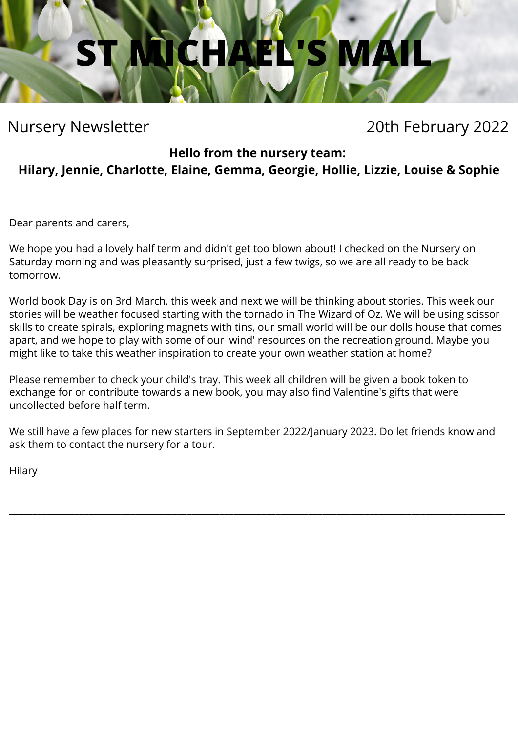# ST MICHAEL'S MAIL

Nursery Newsletter

20th February 2022

**Hello from the nursery team:**
**Hilary, Jennie, Charlotte, Elaine, Gemma, Georgie, Hollie, Lizzie, Louise & Sophie**

Dear parents and carers,

We hope you had a lovely half term and didn't get too blown about! I checked on the Nursery on Saturday morning and was pleasantly surprised, just a few twigs, so we are all ready to be back tomorrow.

World book Day is on 3rd March, this week and next we will be thinking about stories. This week our stories will be weather focused starting with the tornado in The Wizard of Oz. We will be using scissor skills to create spirals, exploring magnets with tins, our small world will be our dolls house that comes apart, and we hope to play with some of our 'wind' resources on the recreation ground. Maybe you might like to take this weather inspiration to create your own weather station at home?

Please remember to check your child's tray. This week all children will be given a book token to exchange for or contribute towards a new book, you may also find Valentine's gifts that were uncollected before half term.

We still have a few places for new starters in September 2022/January 2023. Do let friends know and ask them to contact the nursery for a tour.

Hilary

---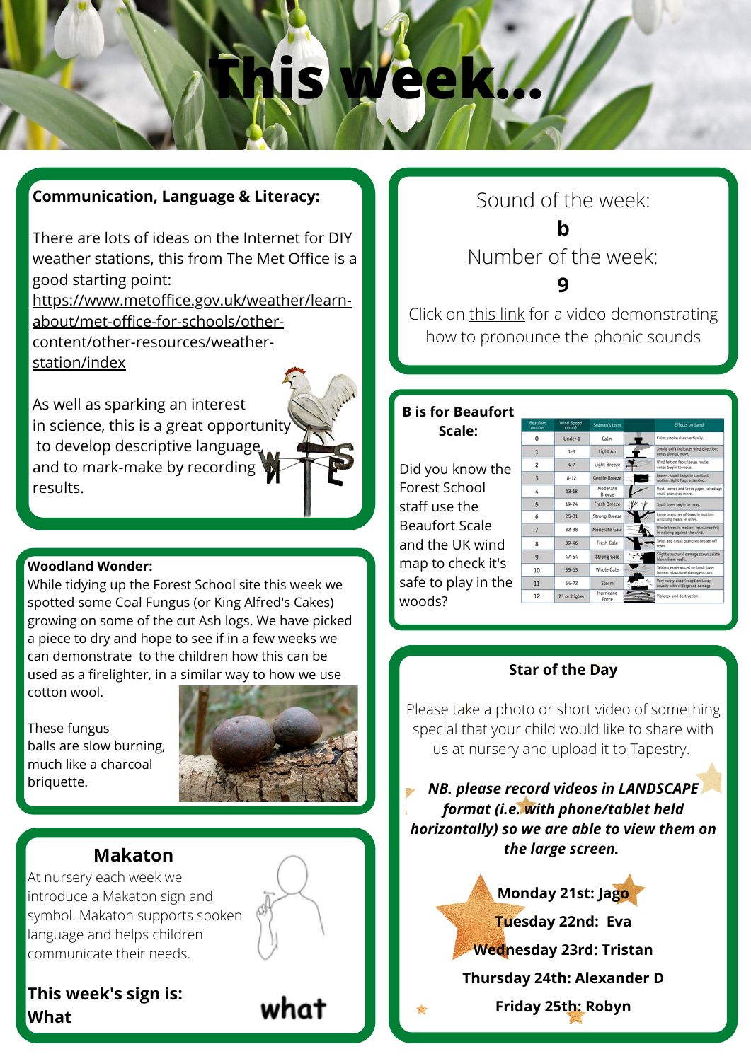# This week...

**Communication, Language & Literacy:**

There are lots of ideas on the Internet for DIY weather stations, this from The Met Office is a good starting point: https://www.metoffice.gov.uk/weather/learn-about/met-office-for-schools/other-content/other-resources/weather-station/index

As well as sparking an interest in science, this is a great opportunity to develop descriptive language and to mark-make by recording results.

**Woodland Wonder:**

While tidying up the Forest School site this week we spotted some Coal Fungus (or King Alfred's Cakes) growing on some of the cut Ash logs. We have picked a piece to dry and hope to see if in a few weeks we can demonstrate to the children how this can be used as a firelighter, in a similar way to how we use cotton wool.

These fungus balls are slow burning, much like a charcoal briquette.

## Makaton

At nursery each week we introduce a Makaton sign and symbol. Makaton supports spoken language and helps children communicate their needs.

**This week's sign is: What**

what

Sound of the week:

**b**

Number of the week:

**9**

Click on this link for a video demonstrating how to pronounce the phonic sounds

**B is for Beaufort Scale:**

Did you know the Forest School staff use the Beaufort Scale and the UK wind map to check it's safe to play in the woods?

| Beaufort number | Wind Speed (mph) | Seaman's term | | Effects on Land |
|---|---|---|---|---|
| 0 | Under 1 | Calm | | Calm; smoke rises vertically. |
| 1 | 1-3 | Light Air | | Smoke drift indicates wind direction; vanes do not move. |
| 2 | 4-7 | Light Breeze | | Wind felt on face; leaves rustle; vanes begin to move. |
| 3 | 8-12 | Gentle Breeze | | Leaves, small twigs in constant motion; light flags extended. |
| 4 | 13-18 | Moderate Breeze | | Dust, leaves and loose paper raised up; small branches move. |
| 5 | 19-24 | Fresh Breeze | | Small trees begin to sway. |
| 6 | 25-31 | Strong Breeze | | Large branches of trees in motion; whistling heard in wires. |
| 7 | 32-38 | Moderate Gale | | Whole trees in motion; resistance felt in walking against the wind. |
| 8 | 39-46 | Fresh Gale | | Twigs and small branches broken off trees. |
| 9 | 47-54 | Strong Gale | | Slight structural damage occurs; slate blown from roofs. |
| 10 | 55-63 | Whole Gale | | Seldom experienced on land; trees broken; structural damage occurs. |
| 11 | 64-72 | Storm | | Very rarely experienced on land; usually with widespread damage. |
| 12 | 73 or higher | Hurricane Force | | Violence and destruction. |

**Star of the Day**

Please take a photo or short video of something special that your child would like to share with us at nursery and upload it to Tapestry.

***NB. please record videos in LANDSCAPE format (i.e. with phone/tablet held horizontally) so we are able to view them on the large screen.***

**Monday 21st: Jago**

**Tuesday 22nd: Eva**

**Wednesday 23rd: Tristan**

**Thursday 24th: Alexander D**

**Friday 25th: Robyn**